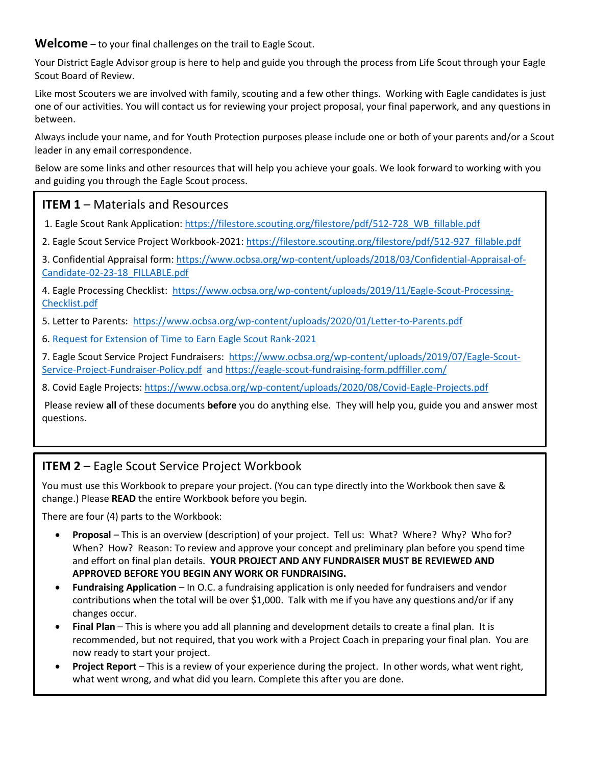**Welcome** – to your final challenges on the trail to Eagle Scout.

Your District Eagle Advisor group is here to help and guide you through the process from Life Scout through your Eagle Scout Board of Review.

Like most Scouters we are involved with family, scouting and a few other things. Working with Eagle candidates is just one of our activities. You will contact us for reviewing your project proposal, your final paperwork, and any questions in between.

Always include your name, and for Youth Protection purposes please include one or both of your parents and/or a Scout leader in any email correspondence.

Below are some links and other resources that will help you achieve your goals. We look forward to working with you and guiding you through the Eagle Scout process.

## ITEM 1 – Materials and Resources

1. Eagle Scout Rank Application: https://filestore.scouting.org/filestore/pdf/512-728_WB_fillable.pdf
2. Eagle Scout Service Project Workbook-2021: https://filestore.scouting.org/filestore/pdf/512-927_fillable.pdf
3. Confidential Appraisal form: https://www.ocbsa.org/wp-content/uploads/2018/03/Confidential-Appraisal-of-Candidate-02-23-18_FILLABLE.pdf
4. Eagle Processing Checklist: https://www.ocbsa.org/wp-content/uploads/2019/11/Eagle-Scout-Processing-Checklist.pdf
5. Letter to Parents: https://www.ocbsa.org/wp-content/uploads/2020/01/Letter-to-Parents.pdf
6. Request for Extension of Time to Earn Eagle Scout Rank-2021
7. Eagle Scout Service Project Fundraisers: https://www.ocbsa.org/wp-content/uploads/2019/07/Eagle-Scout-Service-Project-Fundraiser-Policy.pdf and https://eagle-scout-fundraising-form.pdffiller.com/
8. Covid Eagle Projects: https://www.ocbsa.org/wp-content/uploads/2020/08/Covid-Eagle-Projects.pdf

Please review **all** of these documents **before** you do anything else. They will help you, guide you and answer most questions.

## ITEM 2 – Eagle Scout Service Project Workbook

You must use this Workbook to prepare your project. (You can type directly into the Workbook then save & change.) Please **READ** the entire Workbook before you begin.

There are four (4) parts to the Workbook:

- **Proposal** – This is an overview (description) of your project. Tell us: What? Where? Why? Who for? When? How? Reason: To review and approve your concept and preliminary plan before you spend time and effort on final plan details. **YOUR PROJECT AND ANY FUNDRAISER MUST BE REVIEWED AND APPROVED BEFORE YOU BEGIN ANY WORK OR FUNDRAISING.**
- **Fundraising Application** – In O.C. a fundraising application is only needed for fundraisers and vendor contributions when the total will be over $1,000. Talk with me if you have any questions and/or if any changes occur.
- **Final Plan** – This is where you add all planning and development details to create a final plan. It is recommended, but not required, that you work with a Project Coach in preparing your final plan. You are now ready to start your project.
- **Project Report** – This is a review of your experience during the project. In other words, what went right, what went wrong, and what did you learn. Complete this after you are done.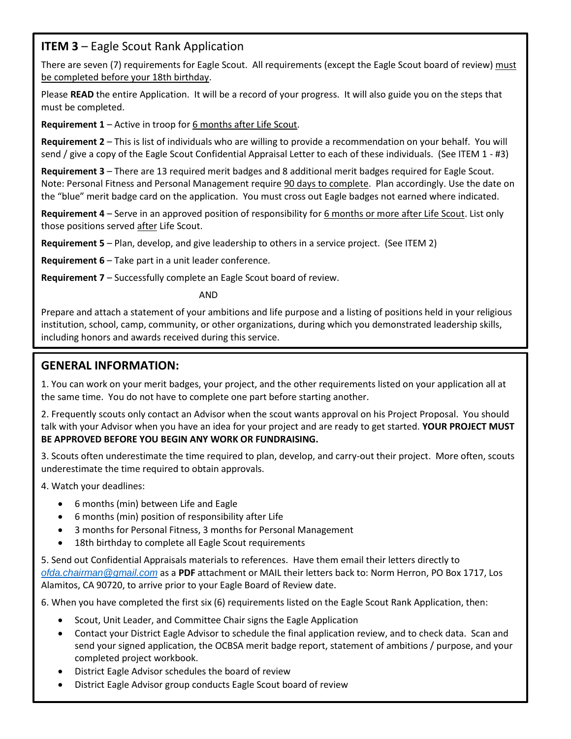## **ITEM 3** – Eagle Scout Rank Application

There are seven (7) requirements for Eagle Scout. All requirements (except the Eagle Scout board of review) must be completed before your 18th birthday.

Please **READ** the entire Application. It will be a record of your progress. It will also guide you on the steps that must be completed.

**Requirement 1** – Active in troop for 6 months after Life Scout.

**Requirement 2** – This is list of individuals who are willing to provide a recommendation on your behalf. You will send / give a copy of the Eagle Scout Confidential Appraisal Letter to each of these individuals. (See ITEM 1 - #3)

**Requirement 3** – There are 13 required merit badges and 8 additional merit badges required for Eagle Scout. Note: Personal Fitness and Personal Management require 90 days to complete. Plan accordingly. Use the date on the "blue" merit badge card on the application. You must cross out Eagle badges not earned where indicated.

**Requirement 4** – Serve in an approved position of responsibility for 6 months or more after Life Scout. List only those positions served after Life Scout.

**Requirement 5** – Plan, develop, and give leadership to others in a service project. (See ITEM 2)

**Requirement 6** – Take part in a unit leader conference.

**Requirement 7** – Successfully complete an Eagle Scout board of review.

AND

Prepare and attach a statement of your ambitions and life purpose and a listing of positions held in your religious institution, school, camp, community, or other organizations, during which you demonstrated leadership skills, including honors and awards received during this service.

## **GENERAL INFORMATION:**

1. You can work on your merit badges, your project, and the other requirements listed on your application all at the same time. You do not have to complete one part before starting another.

2. Frequently scouts only contact an Advisor when the scout wants approval on his Project Proposal. You should talk with your Advisor when you have an idea for your project and are ready to get started. **YOUR PROJECT MUST BE APPROVED BEFORE YOU BEGIN ANY WORK OR FUNDRAISING.**

3. Scouts often underestimate the time required to plan, develop, and carry-out their project. More often, scouts underestimate the time required to obtain approvals.

4. Watch your deadlines:

- 6 months (min) between Life and Eagle
- 6 months (min) position of responsibility after Life
- 3 months for Personal Fitness, 3 months for Personal Management
- 18th birthday to complete all Eagle Scout requirements

5. Send out Confidential Appraisals materials to references. Have them email their letters directly to *ofda.chairman@gmail.com* as a **PDF** attachment or MAIL their letters back to: Norm Herron, PO Box 1717, Los Alamitos, CA 90720, to arrive prior to your Eagle Board of Review date.

6. When you have completed the first six (6) requirements listed on the Eagle Scout Rank Application, then:

- Scout, Unit Leader, and Committee Chair signs the Eagle Application
- Contact your District Eagle Advisor to schedule the final application review, and to check data. Scan and send your signed application, the OCBSA merit badge report, statement of ambitions / purpose, and your completed project workbook.
- District Eagle Advisor schedules the board of review
- District Eagle Advisor group conducts Eagle Scout board of review